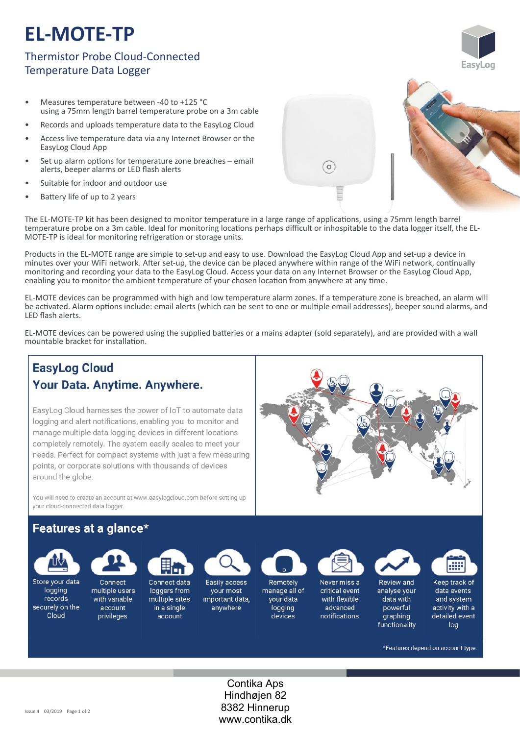# EL-MOTE-TP

## Thermistor Probe Cloud-Connected Temperature Data Logger

- Measures temperature between -40 to +125 °C using a 75mm length barrel temperature probe on a 3m cable
- Records and uploads temperature data to the EasyLog Cloud
- Access live temperature data via any Internet Browser or the EasyLog Cloud App
- Set up alarm options for temperature zone breaches – email alerts, beeper alarms or LED flash alerts
- Suitable for indoor and outdoor use
- Battery life of up to 2 years

The EL-MOTE-TP kit has been designed to monitor temperature in a large range of applications, using a 75mm length barrel temperature probe on a 3m cable. Ideal for monitoring locations perhaps difficult or inhospitable to the data logger itself, the EL-MOTE-TP is ideal for monitoring refrigeration or storage units.

Products in the EL-MOTE range are simple to set-up and easy to use. Download the EasyLog Cloud App and set-up a device in minutes over your WiFi network. After set-up, the device can be placed anywhere within range of the WiFi network, continually monitoring and recording your data to the EasyLog Cloud. Access your data on any Internet Browser or the EasyLog Cloud App, enabling you to monitor the ambient temperature of your chosen location from anywhere at any time.

EL-MOTE devices can be programmed with high and low temperature alarm zones. If a temperature zone is breached, an alarm will be activated. Alarm options include: email alerts (which can be sent to one or multiple email addresses), beeper sound alarms, and LED flash alerts.

EL-MOTE devices can be powered using the supplied batteries or a mains adapter (sold separately), and are provided with a wall mountable bracket for installation.

## EasyLog Cloud
## Your Data. Anytime. Anywhere.

EasyLog Cloud harnesses the power of IoT to automate data logging and alert notifications, enabling you to monitor and manage multiple data logging devices in different locations completely remotely. The system easily scales to meet your needs. Perfect for compact systems with just a few measuring points, or corporate solutions with thousands of devices around the globe.

You will need to create an account at www.easylogcloud.com before setting up your cloud-connected data logger.

## Features at a glance*

- Store your data logging records securely on the Cloud
- Connect multiple users with variable account privileges
- Connect data loggers from multiple sites in a single account
- Easily access your most important data, anywhere
- Remotely manage all of your data logging devices
- Never miss a critical event with flexible advanced notifications
- Review and analyse your data with powerful graphing functionality
- Keep track of data events and system activity with a detailed event log

*Features depend on account type.

Contika Aps
Hindhøjen 82
8382 Hinnerup
www.contika.dk

Issue 4 03/2019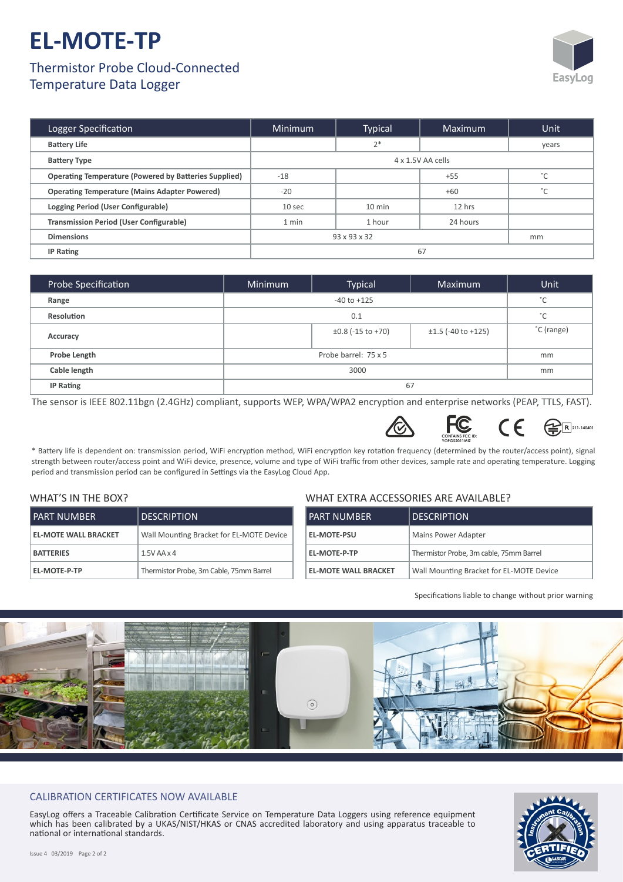# EL-MOTE-TP

## Thermistor Probe Cloud-Connected Temperature Data Logger

| Logger Specification | Minimum | Typical | Maximum | Unit |
|---|---|---|---|---|
| **Battery Life** | | 2* | | years |
| **Battery Type** | 4 x 1.5V AA cells | | | |
| **Operating Temperature (Powered by Batteries Supplied)** | -18 | | +55 | ˚C |
| **Operating Temperature (Mains Adapter Powered)** | -20 | | +60 | ˚C |
| **Logging Period (User Configurable)** | 10 sec | 10 min | 12 hrs | |
| **Transmission Period (User Configurable)** | 1 min | 1 hour | 24 hours | |
| **Dimensions** | 93 x 93 x 32 | | | mm |
| **IP Rating** | 67 | | | |

| Probe Specification | Minimum | Typical | Maximum | Unit |
|---|---|---|---|---|
| **Range** | -40 to +125 | | | ˚C |
| **Resolution** | 0.1 | | | ˚C |
| **Accuracy** | | ±0.8 (-15 to +70) | ±1.5 (-40 to +125) | ˚C (range) |
| **Probe Length** | Probe barrel: 75 x 5 | | | mm |
| **Cable length** | 3000 | | | mm |
| **IP Rating** | 67 | | | |

The sensor is IEEE 802.11bgn (2.4GHz) compliant, supports WEP, WPA/WPA2 encryption and enterprise networks (PEAP, TTLS, FAST).

CONTAINS FCC ID: YOPGS2011MIZ

R 211-140401

* Battery life is dependent on: transmission period, WiFi encryption method, WiFi encryption key rotation frequency (determined by the router/access point), signal strength between router/access point and WiFi device, presence, volume and type of WiFi traffic from other devices, sample rate and operating temperature. Logging period and transmission period can be configured in Settings via the EasyLog Cloud App.

### WHAT'S IN THE BOX?

| PART NUMBER | DESCRIPTION |
|---|---|
| **EL-MOTE WALL BRACKET** | Wall Mounting Bracket for EL-MOTE Device |
| **BATTERIES** | 1.5V AA x 4 |
| **EL-MOTE-P-TP** | Thermistor Probe, 3m Cable, 75mm Barrel |

### WHAT EXTRA ACCESSORIES ARE AVAILABLE?

| PART NUMBER | DESCRIPTION |
|---|---|
| **EL-MOTE-PSU** | Mains Power Adapter |
| **EL-MOTE-P-TP** | Thermistor Probe, 3m cable, 75mm Barrel |
| **EL-MOTE WALL BRACKET** | Wall Mounting Bracket for EL-MOTE Device |

Specifications liable to change without prior warning

### CALIBRATION CERTIFICATES NOW AVAILABLE

EasyLog offers a Traceable Calibration Certificate Service on Temperature Data Loggers using reference equipment which has been calibrated by a UKAS/NIST/HKAS or CNAS accredited laboratory and using apparatus traceable to national or international standards.

Issue 4 03/2019